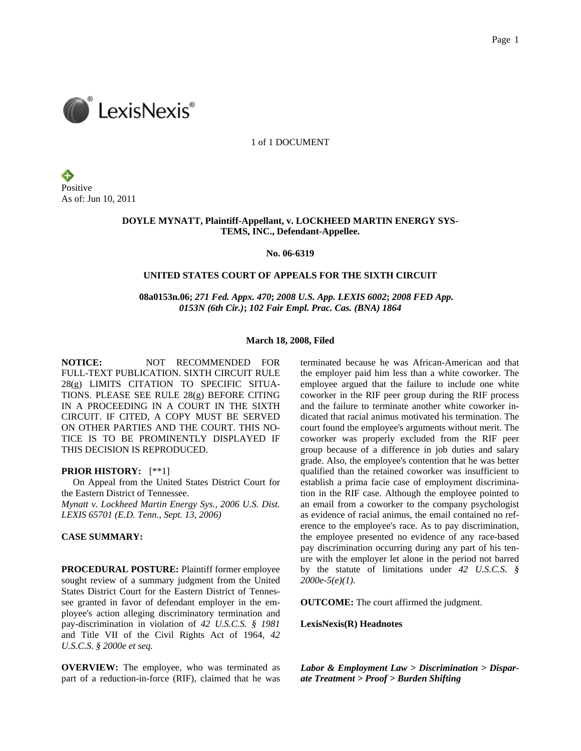1 of 1 DOCUMENT

Positive
As of: Jun 10, 2011

**DOYLE MYNATT, Plaintiff-Appellant, v. LOCKHEED MARTIN ENERGY SYSTEMS, INC., Defendant-Appellee.**

**No. 06-6319**

**UNITED STATES COURT OF APPEALS FOR THE SIXTH CIRCUIT**

**08a0153n.06; *271 Fed. Appx. 470*; *2008 U.S. App. LEXIS 6002*; *2008 FED App. 0153N (6th Cir.)*; *102 Fair Empl. Prac. Cas. (BNA) 1864***

**March 18, 2008, Filed**

**NOTICE:** NOT RECOMMENDED FOR FULL-TEXT PUBLICATION. SIXTH CIRCUIT RULE 28(g) LIMITS CITATION TO SPECIFIC SITUATIONS. PLEASE SEE RULE 28(g) BEFORE CITING IN A PROCEEDING IN A COURT IN THE SIXTH CIRCUIT. IF CITED, A COPY MUST BE SERVED ON OTHER PARTIES AND THE COURT. THIS NOTICE IS TO BE PROMINENTLY DISPLAYED IF THIS DECISION IS REPRODUCED.

**PRIOR HISTORY:** [**1]

On Appeal from the United States District Court for the Eastern District of Tennessee.
*Mynatt v. Lockheed Martin Energy Sys., 2006 U.S. Dist. LEXIS 65701 (E.D. Tenn., Sept. 13, 2006)*

**CASE SUMMARY:**

**PROCEDURAL POSTURE:** Plaintiff former employee sought review of a summary judgment from the United States District Court for the Eastern District of Tennessee granted in favor of defendant employer in the employee's action alleging discriminatory termination and pay-discrimination in violation of *42 U.S.C.S. § 1981* and Title VII of the Civil Rights Act of 1964, *42 U.S.C.S. § 2000e et seq.*

**OVERVIEW:** The employee, who was terminated as part of a reduction-in-force (RIF), claimed that he was terminated because he was African-American and that the employer paid him less than a white coworker. The employee argued that the failure to include one white coworker in the RIF peer group during the RIF process and the failure to terminate another white coworker indicated that racial animus motivated his termination. The court found the employee's arguments without merit. The coworker was properly excluded from the RIF peer group because of a difference in job duties and salary grade. Also, the employee's contention that he was better qualified than the retained coworker was insufficient to establish a prima facie case of employment discrimination in the RIF case. Although the employee pointed to an email from a coworker to the company psychologist as evidence of racial animus, the email contained no reference to the employee's race. As to pay discrimination, the employee presented no evidence of any race-based pay discrimination occurring during any part of his tenure with the employer let alone in the period not barred by the statute of limitations under *42 U.S.C.S. § 2000e-5(e)(1).*

**OUTCOME:** The court affirmed the judgment.

**LexisNexis(R) Headnotes**

***Labor & Employment Law > Discrimination > Disparate Treatment > Proof > Burden Shifting***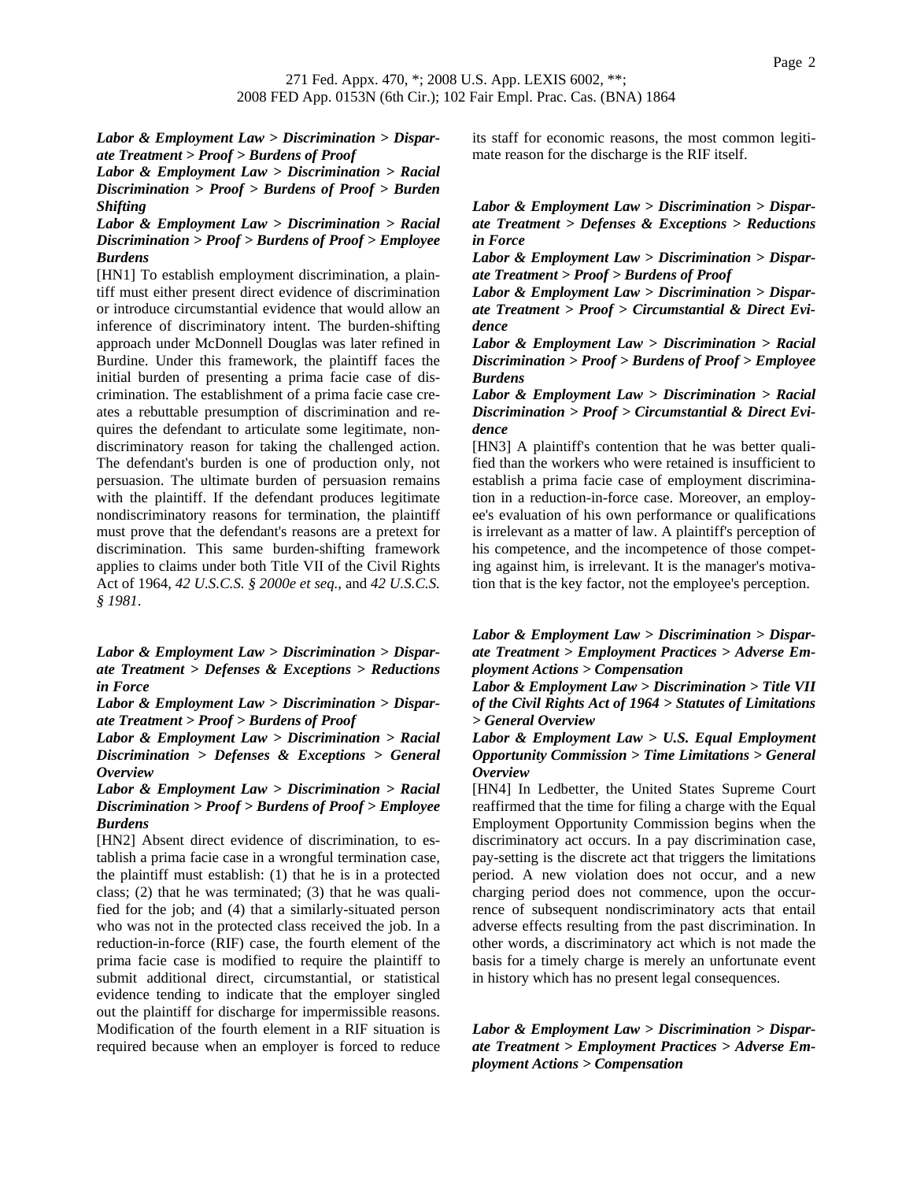*Labor & Employment Law > Discrimination > Disparate Treatment > Proof > Burdens of Proof*
*Labor & Employment Law > Discrimination > Racial Discrimination > Proof > Burdens of Proof > Burden Shifting*
*Labor & Employment Law > Discrimination > Racial Discrimination > Proof > Burdens of Proof > Employee Burdens*

[HN1] To establish employment discrimination, a plaintiff must either present direct evidence of discrimination or introduce circumstantial evidence that would allow an inference of discriminatory intent. The burden-shifting approach under McDonnell Douglas was later refined in Burdine. Under this framework, the plaintiff faces the initial burden of presenting a prima facie case of discrimination. The establishment of a prima facie case creates a rebuttable presumption of discrimination and requires the defendant to articulate some legitimate, nondiscriminatory reason for taking the challenged action. The defendant's burden is one of production only, not persuasion. The ultimate burden of persuasion remains with the plaintiff. If the defendant produces legitimate nondiscriminatory reasons for termination, the plaintiff must prove that the defendant's reasons are a pretext for discrimination. This same burden-shifting framework applies to claims under both Title VII of the Civil Rights Act of 1964, *42 U.S.C.S. § 2000e et seq.*, and *42 U.S.C.S. § 1981*.

*Labor & Employment Law > Discrimination > Disparate Treatment > Defenses & Exceptions > Reductions in Force*
*Labor & Employment Law > Discrimination > Disparate Treatment > Proof > Burdens of Proof*
*Labor & Employment Law > Discrimination > Racial Discrimination > Defenses & Exceptions > General Overview*
*Labor & Employment Law > Discrimination > Racial Discrimination > Proof > Burdens of Proof > Employee Burdens*

[HN2] Absent direct evidence of discrimination, to establish a prima facie case in a wrongful termination case, the plaintiff must establish: (1) that he is in a protected class; (2) that he was terminated; (3) that he was qualified for the job; and (4) that a similarly-situated person who was not in the protected class received the job. In a reduction-in-force (RIF) case, the fourth element of the prima facie case is modified to require the plaintiff to submit additional direct, circumstantial, or statistical evidence tending to indicate that the employer singled out the plaintiff for discharge for impermissible reasons. Modification of the fourth element in a RIF situation is required because when an employer is forced to reduce its staff for economic reasons, the most common legitimate reason for the discharge is the RIF itself.

*Labor & Employment Law > Discrimination > Disparate Treatment > Defenses & Exceptions > Reductions in Force*
*Labor & Employment Law > Discrimination > Disparate Treatment > Proof > Burdens of Proof*
*Labor & Employment Law > Discrimination > Disparate Treatment > Proof > Circumstantial & Direct Evidence*
*Labor & Employment Law > Discrimination > Racial Discrimination > Proof > Burdens of Proof > Employee Burdens*
*Labor & Employment Law > Discrimination > Racial Discrimination > Proof > Circumstantial & Direct Evidence*

[HN3] A plaintiff's contention that he was better qualified than the workers who were retained is insufficient to establish a prima facie case of employment discrimination in a reduction-in-force case. Moreover, an employee's evaluation of his own performance or qualifications is irrelevant as a matter of law. A plaintiff's perception of his competence, and the incompetence of those competing against him, is irrelevant. It is the manager's motivation that is the key factor, not the employee's perception.

*Labor & Employment Law > Discrimination > Disparate Treatment > Employment Practices > Adverse Employment Actions > Compensation*
*Labor & Employment Law > Discrimination > Title VII of the Civil Rights Act of 1964 > Statutes of Limitations > General Overview*
*Labor & Employment Law > U.S. Equal Employment Opportunity Commission > Time Limitations > General Overview*

[HN4] In Ledbetter, the United States Supreme Court reaffirmed that the time for filing a charge with the Equal Employment Opportunity Commission begins when the discriminatory act occurs. In a pay discrimination case, pay-setting is the discrete act that triggers the limitations period. A new violation does not occur, and a new charging period does not commence, upon the occurrence of subsequent nondiscriminatory acts that entail adverse effects resulting from the past discrimination. In other words, a discriminatory act which is not made the basis for a timely charge is merely an unfortunate event in history which has no present legal consequences.

*Labor & Employment Law > Discrimination > Disparate Treatment > Employment Practices > Adverse Employment Actions > Compensation*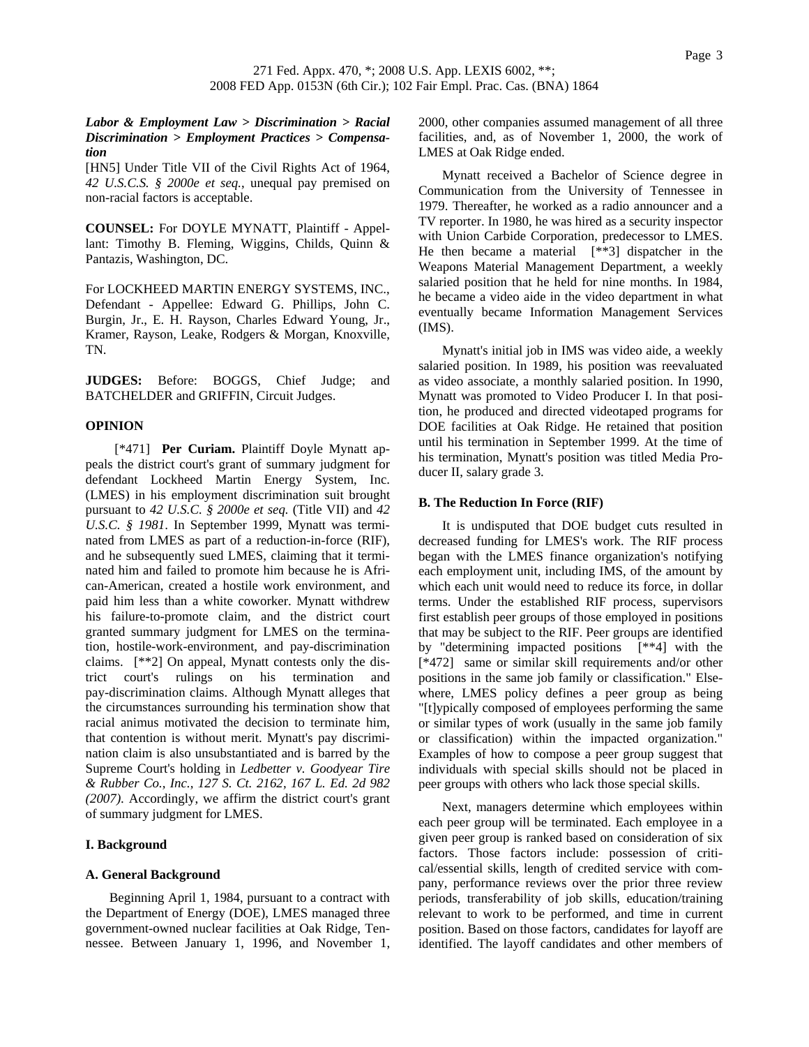***Labor & Employment Law > Discrimination > Racial Discrimination > Employment Practices > Compensation***

[HN5] Under Title VII of the Civil Rights Act of 1964, *42 U.S.C.S. § 2000e et seq.*, unequal pay premised on non-racial factors is acceptable.

**COUNSEL:** For DOYLE MYNATT, Plaintiff - Appellant: Timothy B. Fleming, Wiggins, Childs, Quinn & Pantazis, Washington, DC.

For LOCKHEED MARTIN ENERGY SYSTEMS, INC., Defendant - Appellee: Edward G. Phillips, John C. Burgin, Jr., E. H. Rayson, Charles Edward Young, Jr., Kramer, Rayson, Leake, Rodgers & Morgan, Knoxville, TN.

**JUDGES:** Before: BOGGS, Chief Judge; and BATCHELDER and GRIFFIN, Circuit Judges.

**OPINION**

[*471] **Per Curiam.** Plaintiff Doyle Mynatt appeals the district court's grant of summary judgment for defendant Lockheed Martin Energy System, Inc. (LMES) in his employment discrimination suit brought pursuant to *42 U.S.C. § 2000e et seq.* (Title VII) and *42 U.S.C. § 1981*. In September 1999, Mynatt was terminated from LMES as part of a reduction-in-force (RIF), and he subsequently sued LMES, claiming that it terminated him and failed to promote him because he is African-American, created a hostile work environment, and paid him less than a white coworker. Mynatt withdrew his failure-to-promote claim, and the district court granted summary judgment for LMES on the termination, hostile-work-environment, and pay-discrimination claims. [**2] On appeal, Mynatt contests only the district court's rulings on his termination and pay-discrimination claims. Although Mynatt alleges that the circumstances surrounding his termination show that racial animus motivated the decision to terminate him, that contention is without merit. Mynatt's pay discrimination claim is also unsubstantiated and is barred by the Supreme Court's holding in *Ledbetter v. Goodyear Tire & Rubber Co., Inc., 127 S. Ct. 2162, 167 L. Ed. 2d 982 (2007)*. Accordingly, we affirm the district court's grant of summary judgment for LMES.

**I. Background**

**A. General Background**

Beginning April 1, 1984, pursuant to a contract with the Department of Energy (DOE), LMES managed three government-owned nuclear facilities at Oak Ridge, Tennessee. Between January 1, 1996, and November 1, 2000, other companies assumed management of all three facilities, and, as of November 1, 2000, the work of LMES at Oak Ridge ended.

Mynatt received a Bachelor of Science degree in Communication from the University of Tennessee in 1979. Thereafter, he worked as a radio announcer and a TV reporter. In 1980, he was hired as a security inspector with Union Carbide Corporation, predecessor to LMES. He then became a material [**3] dispatcher in the Weapons Material Management Department, a weekly salaried position that he held for nine months. In 1984, he became a video aide in the video department in what eventually became Information Management Services (IMS).

Mynatt's initial job in IMS was video aide, a weekly salaried position. In 1989, his position was reevaluated as video associate, a monthly salaried position. In 1990, Mynatt was promoted to Video Producer I. In that position, he produced and directed videotaped programs for DOE facilities at Oak Ridge. He retained that position until his termination in September 1999. At the time of his termination, Mynatt's position was titled Media Producer II, salary grade 3.

**B. The Reduction In Force (RIF)**

It is undisputed that DOE budget cuts resulted in decreased funding for LMES's work. The RIF process began with the LMES finance organization's notifying each employment unit, including IMS, of the amount by which each unit would need to reduce its force, in dollar terms. Under the established RIF process, supervisors first establish peer groups of those employed in positions that may be subject to the RIF. Peer groups are identified by "determining impacted positions [**4] with the [*472] same or similar skill requirements and/or other positions in the same job family or classification." Elsewhere, LMES policy defines a peer group as being "[t]ypically composed of employees performing the same or similar types of work (usually in the same job family or classification) within the impacted organization." Examples of how to compose a peer group suggest that individuals with special skills should not be placed in peer groups with others who lack those special skills.

Next, managers determine which employees within each peer group will be terminated. Each employee in a given peer group is ranked based on consideration of six factors. Those factors include: possession of critical/essential skills, length of credited service with company, performance reviews over the prior three review periods, transferability of job skills, education/training relevant to work to be performed, and time in current position. Based on those factors, candidates for layoff are identified. The layoff candidates and other members of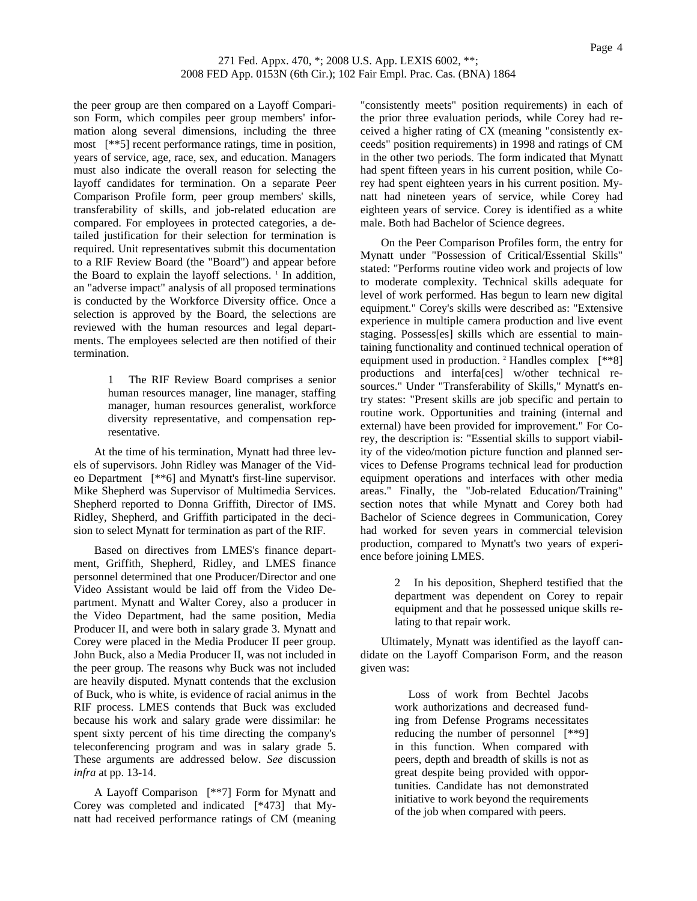the peer group are then compared on a Layoff Comparison Form, which compiles peer group members' information along several dimensions, including the three most [**5] recent performance ratings, time in position, years of service, age, race, sex, and education. Managers must also indicate the overall reason for selecting the layoff candidates for termination. On a separate Peer Comparison Profile form, peer group members' skills, transferability of skills, and job-related education are compared. For employees in protected categories, a detailed justification for their selection for termination is required. Unit representatives submit this documentation to a RIF Review Board (the "Board") and appear before the Board to explain the layoff selections. [1] In addition, an "adverse impact" analysis of all proposed terminations is conducted by the Workforce Diversity office. Once a selection is approved by the Board, the selections are reviewed with the human resources and legal departments. The employees selected are then notified of their termination.

> 1 The RIF Review Board comprises a senior human resources manager, line manager, staffing manager, human resources generalist, workforce diversity representative, and compensation representative.

At the time of his termination, Mynatt had three levels of supervisors. John Ridley was Manager of the Video Department [**6] and Mynatt's first-line supervisor. Mike Shepherd was Supervisor of Multimedia Services. Shepherd reported to Donna Griffith, Director of IMS. Ridley, Shepherd, and Griffith participated in the decision to select Mynatt for termination as part of the RIF.

Based on directives from LMES's finance department, Griffith, Shepherd, Ridley, and LMES finance personnel determined that one Producer/Director and one Video Assistant would be laid off from the Video Department. Mynatt and Walter Corey, also a producer in the Video Department, had the same position, Media Producer II, and were both in salary grade 3. Mynatt and Corey were placed in the Media Producer II peer group. John Buck, also a Media Producer II, was not included in the peer group. The reasons why Buck was not included are heavily disputed. Mynatt contends that the exclusion of Buck, who is white, is evidence of racial animus in the RIF process. LMES contends that Buck was excluded because his work and salary grade were dissimilar: he spent sixty percent of his time directing the company's teleconferencing program and was in salary grade 5. These arguments are addressed below. *See* discussion *infra* at pp. 13-14.

A Layoff Comparison [**7] Form for Mynatt and Corey was completed and indicated [*473] that Mynatt had received performance ratings of CM (meaning "consistently meets" position requirements) in each of the prior three evaluation periods, while Corey had received a higher rating of CX (meaning "consistently exceeds" position requirements) in 1998 and ratings of CM in the other two periods. The form indicated that Mynatt had spent fifteen years in his current position, while Corey had spent eighteen years in his current position. Mynatt had nineteen years of service, while Corey had eighteen years of service. Corey is identified as a white male. Both had Bachelor of Science degrees.

On the Peer Comparison Profiles form, the entry for Mynatt under "Possession of Critical/Essential Skills" stated: "Performs routine video work and projects of low to moderate complexity. Technical skills adequate for level of work performed. Has begun to learn new digital equipment." Corey's skills were described as: "Extensive experience in multiple camera production and live event staging. Possess[es] skills which are essential to maintaining functionality and continued technical operation of equipment used in production. [2] Handles complex [**8] productions and interfa[ces] w/other technical resources." Under "Transferability of Skills," Mynatt's entry states: "Present skills are job specific and pertain to routine work. Opportunities and training (internal and external) have been provided for improvement." For Corey, the description is: "Essential skills to support viability of the video/motion picture function and planned services to Defense Programs technical lead for production equipment operations and interfaces with other media areas." Finally, the "Job-related Education/Training" section notes that while Mynatt and Corey both had Bachelor of Science degrees in Communication, Corey had worked for seven years in commercial television production, compared to Mynatt's two years of experience before joining LMES.

> 2 In his deposition, Shepherd testified that the department was dependent on Corey to repair equipment and that he possessed unique skills relating to that repair work.

Ultimately, Mynatt was identified as the layoff candidate on the Layoff Comparison Form, and the reason given was:

> Loss of work from Bechtel Jacobs work authorizations and decreased funding from Defense Programs necessitates reducing the number of personnel [**9] in this function. When compared with peers, depth and breadth of skills is not as great despite being provided with opportunities. Candidate has not demonstrated initiative to work beyond the requirements of the job when compared with peers.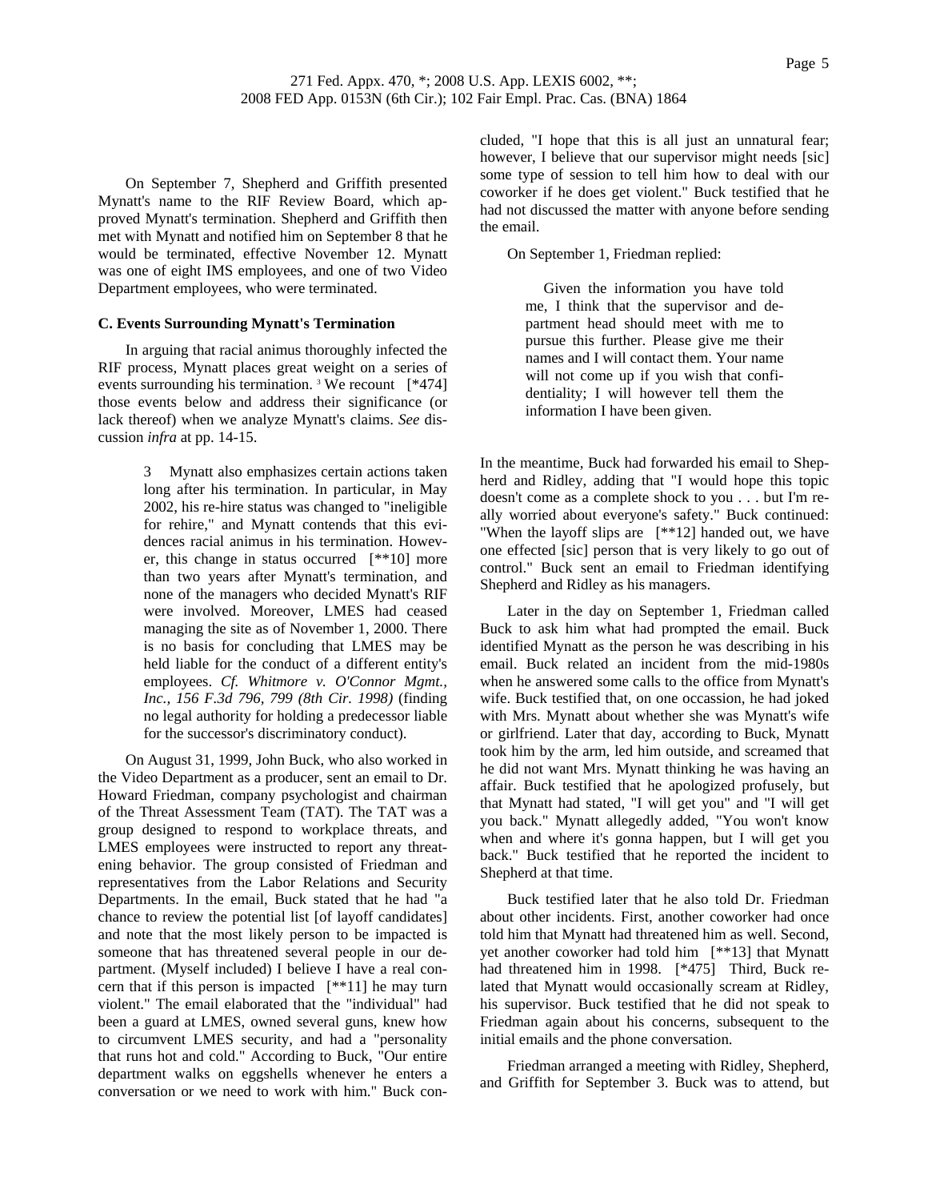On September 7, Shepherd and Griffith presented Mynatt's name to the RIF Review Board, which approved Mynatt's termination. Shepherd and Griffith then met with Mynatt and notified him on September 8 that he would be terminated, effective November 12. Mynatt was one of eight IMS employees, and one of two Video Department employees, who were terminated.

**C. Events Surrounding Mynatt's Termination**

In arguing that racial animus thoroughly infected the RIF process, Mynatt places great weight on a series of events surrounding his termination. [3] We recount [*474] those events below and address their significance (or lack thereof) when we analyze Mynatt's claims. *See* discussion *infra* at pp. 14-15.

> 3 Mynatt also emphasizes certain actions taken long after his termination. In particular, in May 2002, his re-hire status was changed to "ineligible for rehire," and Mynatt contends that this evidences racial animus in his termination. However, this change in status occurred [**10] more than two years after Mynatt's termination, and none of the managers who decided Mynatt's RIF were involved. Moreover, LMES had ceased managing the site as of November 1, 2000. There is no basis for concluding that LMES may be held liable for the conduct of a different entity's employees. *Cf. Whitmore v. O'Connor Mgmt., Inc., 156 F.3d 796, 799 (8th Cir. 1998)* (finding no legal authority for holding a predecessor liable for the successor's discriminatory conduct).

On August 31, 1999, John Buck, who also worked in the Video Department as a producer, sent an email to Dr. Howard Friedman, company psychologist and chairman of the Threat Assessment Team (TAT). The TAT was a group designed to respond to workplace threats, and LMES employees were instructed to report any threatening behavior. The group consisted of Friedman and representatives from the Labor Relations and Security Departments. In the email, Buck stated that he had "a chance to review the potential list [of layoff candidates] and note that the most likely person to be impacted is someone that has threatened several people in our department. (Myself included) I believe I have a real concern that if this person is impacted [**11] he may turn violent." The email elaborated that the "individual" had been a guard at LMES, owned several guns, knew how to circumvent LMES security, and had a "personality that runs hot and cold." According to Buck, "Our entire department walks on eggshells whenever he enters a conversation or we need to work with him." Buck concluded, "I hope that this is all just an unnatural fear; however, I believe that our supervisor might needs [sic] some type of session to tell him how to deal with our coworker if he does get violent." Buck testified that he had not discussed the matter with anyone before sending the email.

On September 1, Friedman replied:

> Given the information you have told me, I think that the supervisor and department head should meet with me to pursue this further. Please give me their names and I will contact them. Your name will not come up if you wish that confidentiality; I will however tell them the information I have been given.

In the meantime, Buck had forwarded his email to Shepherd and Ridley, adding that "I would hope this topic doesn't come as a complete shock to you . . . but I'm really worried about everyone's safety." Buck continued: "When the layoff slips are [**12] handed out, we have one effected [sic] person that is very likely to go out of control." Buck sent an email to Friedman identifying Shepherd and Ridley as his managers.

Later in the day on September 1, Friedman called Buck to ask him what had prompted the email. Buck identified Mynatt as the person he was describing in his email. Buck related an incident from the mid-1980s when he answered some calls to the office from Mynatt's wife. Buck testified that, on one occassion, he had joked with Mrs. Mynatt about whether she was Mynatt's wife or girlfriend. Later that day, according to Buck, Mynatt took him by the arm, led him outside, and screamed that he did not want Mrs. Mynatt thinking he was having an affair. Buck testified that he apologized profusely, but that Mynatt had stated, "I will get you" and "I will get you back." Mynatt allegedly added, "You won't know when and where it's gonna happen, but I will get you back." Buck testified that he reported the incident to Shepherd at that time.

Buck testified later that he also told Dr. Friedman about other incidents. First, another coworker had once told him that Mynatt had threatened him as well. Second, yet another coworker had told him [**13] that Mynatt had threatened him in 1998. [*475] Third, Buck related that Mynatt would occasionally scream at Ridley, his supervisor. Buck testified that he did not speak to Friedman again about his concerns, subsequent to the initial emails and the phone conversation.

Friedman arranged a meeting with Ridley, Shepherd, and Griffith for September 3. Buck was to attend, but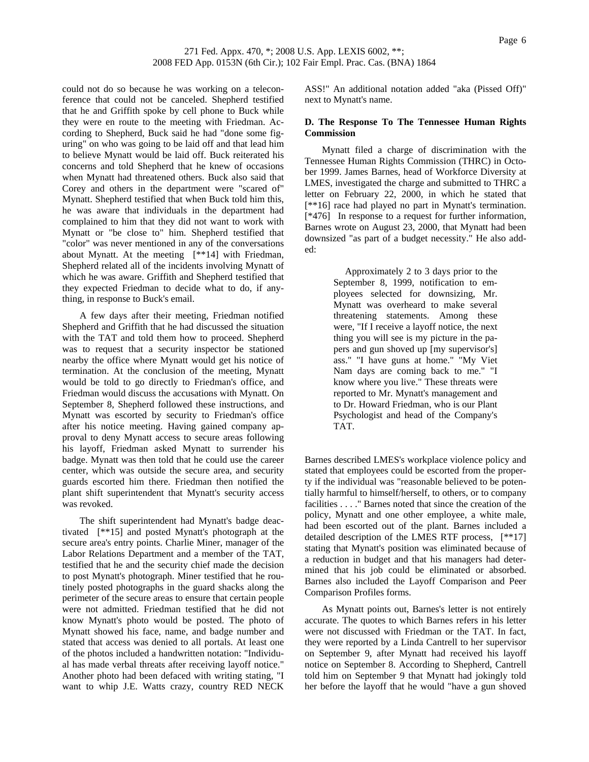could not do so because he was working on a teleconference that could not be canceled. Shepherd testified that he and Griffith spoke by cell phone to Buck while they were en route to the meeting with Friedman. According to Shepherd, Buck said he had "done some figuring" on who was going to be laid off and that lead him to believe Mynatt would be laid off. Buck reiterated his concerns and told Shepherd that he knew of occasions when Mynatt had threatened others. Buck also said that Corey and others in the department were "scared of" Mynatt. Shepherd testified that when Buck told him this, he was aware that individuals in the department had complained to him that they did not want to work with Mynatt or "be close to" him. Shepherd testified that "color" was never mentioned in any of the conversations about Mynatt. At the meeting [**14] with Friedman, Shepherd related all of the incidents involving Mynatt of which he was aware. Griffith and Shepherd testified that they expected Friedman to decide what to do, if anything, in response to Buck's email.

A few days after their meeting, Friedman notified Shepherd and Griffith that he had discussed the situation with the TAT and told them how to proceed. Shepherd was to request that a security inspector be stationed nearby the office where Mynatt would get his notice of termination. At the conclusion of the meeting, Mynatt would be told to go directly to Friedman's office, and Friedman would discuss the accusations with Mynatt. On September 8, Shepherd followed these instructions, and Mynatt was escorted by security to Friedman's office after his notice meeting. Having gained company approval to deny Mynatt access to secure areas following his layoff, Friedman asked Mynatt to surrender his badge. Mynatt was then told that he could use the career center, which was outside the secure area, and security guards escorted him there. Friedman then notified the plant shift superintendent that Mynatt's security access was revoked.

The shift superintendent had Mynatt's badge deactivated [**15] and posted Mynatt's photograph at the secure area's entry points. Charlie Miner, manager of the Labor Relations Department and a member of the TAT, testified that he and the security chief made the decision to post Mynatt's photograph. Miner testified that he routinely posted photographs in the guard shacks along the perimeter of the secure areas to ensure that certain people were not admitted. Friedman testified that he did not know Mynatt's photo would be posted. The photo of Mynatt showed his face, name, and badge number and stated that access was denied to all portals. At least one of the photos included a handwritten notation: "Individual has made verbal threats after receiving layoff notice." Another photo had been defaced with writing stating, "I want to whip J.E. Watts crazy, country RED NECK ASS!" An additional notation added "aka (Pissed Off)" next to Mynatt's name.

### D. The Response To The Tennessee Human Rights Commission

Mynatt filed a charge of discrimination with the Tennessee Human Rights Commission (THRC) in October 1999. James Barnes, head of Workforce Diversity at LMES, investigated the charge and submitted to THRC a letter on February 22, 2000, in which he stated that [**16] race had played no part in Mynatt's termination. [*476] In response to a request for further information, Barnes wrote on August 23, 2000, that Mynatt had been downsized "as part of a budget necessity." He also added:

> Approximately 2 to 3 days prior to the September 8, 1999, notification to employees selected for downsizing, Mr. Mynatt was overheard to make several threatening statements. Among these were, "If I receive a layoff notice, the next thing you will see is my picture in the papers and gun shoved up [my supervisor's] ass." "I have guns at home." "My Viet Nam days are coming back to me." "I know where you live." These threats were reported to Mr. Mynatt's management and to Dr. Howard Friedman, who is our Plant Psychologist and head of the Company's TAT.

Barnes described LMES's workplace violence policy and stated that employees could be escorted from the property if the individual was "reasonable believed to be potentially harmful to himself/herself, to others, or to company facilities . . . ." Barnes noted that since the creation of the policy, Mynatt and one other employee, a white male, had been escorted out of the plant. Barnes included a detailed description of the LMES RTF process, [**17] stating that Mynatt's position was eliminated because of a reduction in budget and that his managers had determined that his job could be eliminated or absorbed. Barnes also included the Layoff Comparison and Peer Comparison Profiles forms.

As Mynatt points out, Barnes's letter is not entirely accurate. The quotes to which Barnes refers in his letter were not discussed with Friedman or the TAT. In fact, they were reported by a Linda Cantrell to her supervisor on September 9, after Mynatt had received his layoff notice on September 8. According to Shepherd, Cantrell told him on September 9 that Mynatt had jokingly told her before the layoff that he would "have a gun shoved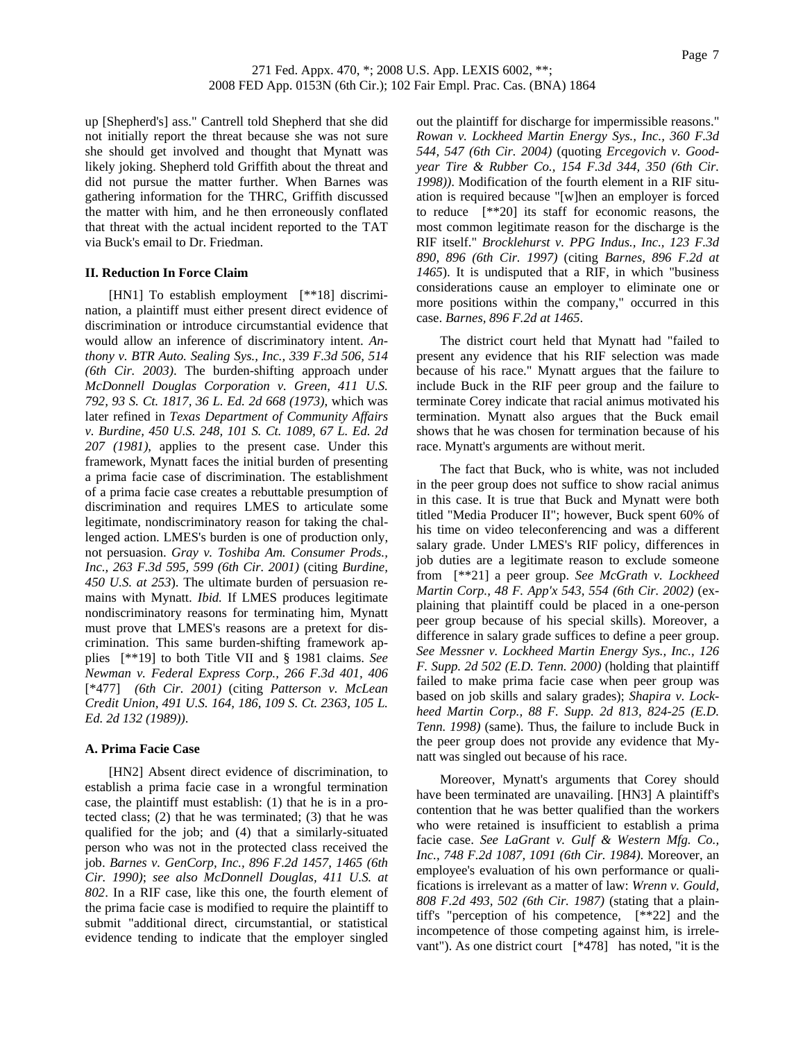up [Shepherd's] ass." Cantrell told Shepherd that she did not initially report the threat because she was not sure she should get involved and thought that Mynatt was likely joking. Shepherd told Griffith about the threat and did not pursue the matter further. When Barnes was gathering information for the THRC, Griffith discussed the matter with him, and he then erroneously conflated that threat with the actual incident reported to the TAT via Buck's email to Dr. Friedman.

### II. Reduction In Force Claim

[HN1] To establish employment [**18] discrimination, a plaintiff must either present direct evidence of discrimination or introduce circumstantial evidence that would allow an inference of discriminatory intent. *Anthony v. BTR Auto. Sealing Sys., Inc., 339 F.3d 506, 514 (6th Cir. 2003)*. The burden-shifting approach under *McDonnell Douglas Corporation v. Green, 411 U.S. 792, 93 S. Ct. 1817, 36 L. Ed. 2d 668 (1973)*, which was later refined in *Texas Department of Community Affairs v. Burdine, 450 U.S. 248, 101 S. Ct. 1089, 67 L. Ed. 2d 207 (1981)*, applies to the present case. Under this framework, Mynatt faces the initial burden of presenting a prima facie case of discrimination. The establishment of a prima facie case creates a rebuttable presumption of discrimination and requires LMES to articulate some legitimate, nondiscriminatory reason for taking the challenged action. LMES's burden is one of production only, not persuasion. *Gray v. Toshiba Am. Consumer Prods., Inc., 263 F.3d 595, 599 (6th Cir. 2001)* (citing *Burdine, 450 U.S. at 253*). The ultimate burden of persuasion remains with Mynatt. *Ibid.* If LMES produces legitimate nondiscriminatory reasons for terminating him, Mynatt must prove that LMES's reasons are a pretext for discrimination. This same burden-shifting framework applies [**19] to both Title VII and § 1981 claims. *See Newman v. Federal Express Corp., 266 F.3d 401, 406* [*477] *(6th Cir. 2001)* (citing *Patterson v. McLean Credit Union, 491 U.S. 164, 186, 109 S. Ct. 2363, 105 L. Ed. 2d 132 (1989))*.

#### A. Prima Facie Case

[HN2] Absent direct evidence of discrimination, to establish a prima facie case in a wrongful termination case, the plaintiff must establish: (1) that he is in a protected class; (2) that he was terminated; (3) that he was qualified for the job; and (4) that a similarly-situated person who was not in the protected class received the job. *Barnes v. GenCorp, Inc., 896 F.2d 1457, 1465 (6th Cir. 1990)*; *see also McDonnell Douglas, 411 U.S. at 802*. In a RIF case, like this one, the fourth element of the prima facie case is modified to require the plaintiff to submit "additional direct, circumstantial, or statistical evidence tending to indicate that the employer singled out the plaintiff for discharge for impermissible reasons." *Rowan v. Lockheed Martin Energy Sys., Inc., 360 F.3d 544, 547 (6th Cir. 2004)* (quoting *Ercegovich v. Goodyear Tire & Rubber Co., 154 F.3d 344, 350 (6th Cir. 1998))*. Modification of the fourth element in a RIF situation is required because "[w]hen an employer is forced to reduce [**20] its staff for economic reasons, the most common legitimate reason for the discharge is the RIF itself." *Brocklehurst v. PPG Indus., Inc., 123 F.3d 890, 896 (6th Cir. 1997)* (citing *Barnes, 896 F.2d at 1465*). It is undisputed that a RIF, in which "business considerations cause an employer to eliminate one or more positions within the company," occurred in this case. *Barnes, 896 F.2d at 1465*.

The district court held that Mynatt had "failed to present any evidence that his RIF selection was made because of his race." Mynatt argues that the failure to include Buck in the RIF peer group and the failure to terminate Corey indicate that racial animus motivated his termination. Mynatt also argues that the Buck email shows that he was chosen for termination because of his race. Mynatt's arguments are without merit.

The fact that Buck, who is white, was not included in the peer group does not suffice to show racial animus in this case. It is true that Buck and Mynatt were both titled "Media Producer II"; however, Buck spent 60% of his time on video teleconferencing and was a different salary grade. Under LMES's RIF policy, differences in job duties are a legitimate reason to exclude someone from [**21] a peer group. *See McGrath v. Lockheed Martin Corp., 48 F. App'x 543, 554 (6th Cir. 2002)* (explaining that plaintiff could be placed in a one-person peer group because of his special skills). Moreover, a difference in salary grade suffices to define a peer group. *See Messner v. Lockheed Martin Energy Sys., Inc., 126 F. Supp. 2d 502 (E.D. Tenn. 2000)* (holding that plaintiff failed to make prima facie case when peer group was based on job skills and salary grades); *Shapira v. Lockheed Martin Corp., 88 F. Supp. 2d 813, 824-25 (E.D. Tenn. 1998)* (same). Thus, the failure to include Buck in the peer group does not provide any evidence that Mynatt was singled out because of his race.

Moreover, Mynatt's arguments that Corey should have been terminated are unavailing. [HN3] A plaintiff's contention that he was better qualified than the workers who were retained is insufficient to establish a prima facie case. *See LaGrant v. Gulf & Western Mfg. Co., Inc., 748 F.2d 1087, 1091 (6th Cir. 1984)*. Moreover, an employee's evaluation of his own performance or qualifications is irrelevant as a matter of law: *Wrenn v. Gould, 808 F.2d 493, 502 (6th Cir. 1987)* (stating that a plaintiff's "perception of his competence, [**22] and the incompetence of those competing against him, is irrelevant"). As one district court [*478] has noted, "it is the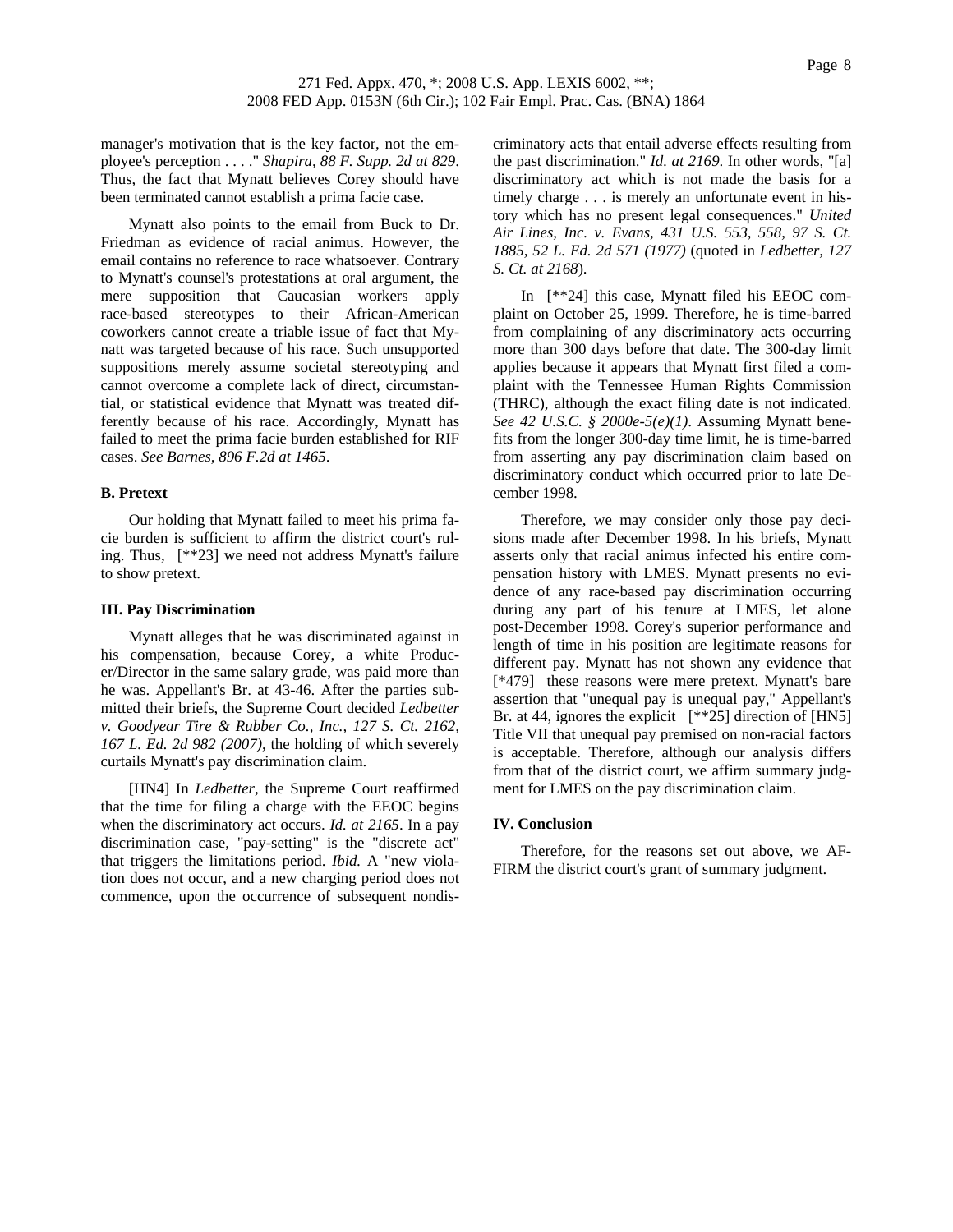manager's motivation that is the key factor, not the employee's perception . . . ." *Shapira, 88 F. Supp. 2d at 829*. Thus, the fact that Mynatt believes Corey should have been terminated cannot establish a prima facie case.

Mynatt also points to the email from Buck to Dr. Friedman as evidence of racial animus. However, the email contains no reference to race whatsoever. Contrary to Mynatt's counsel's protestations at oral argument, the mere supposition that Caucasian workers apply race-based stereotypes to their African-American coworkers cannot create a triable issue of fact that Mynatt was targeted because of his race. Such unsupported suppositions merely assume societal stereotyping and cannot overcome a complete lack of direct, circumstantial, or statistical evidence that Mynatt was treated differently because of his race. Accordingly, Mynatt has failed to meet the prima facie burden established for RIF cases. *See Barnes, 896 F.2d at 1465*.

**B. Pretext**

Our holding that Mynatt failed to meet his prima facie burden is sufficient to affirm the district court's ruling. Thus, [**23] we need not address Mynatt's failure to show pretext.

**III. Pay Discrimination**

Mynatt alleges that he was discriminated against in his compensation, because Corey, a white Producer/Director in the same salary grade, was paid more than he was. Appellant's Br. at 43-46. After the parties submitted their briefs, the Supreme Court decided *Ledbetter v. Goodyear Tire & Rubber Co., Inc., 127 S. Ct. 2162, 167 L. Ed. 2d 982 (2007)*, the holding of which severely curtails Mynatt's pay discrimination claim.

[HN4] In *Ledbetter*, the Supreme Court reaffirmed that the time for filing a charge with the EEOC begins when the discriminatory act occurs. *Id. at 2165*. In a pay discrimination case, "pay-setting" is the "discrete act" that triggers the limitations period. *Ibid.* A "new violation does not occur, and a new charging period does not commence, upon the occurrence of subsequent nondiscriminatory acts that entail adverse effects resulting from the past discrimination." *Id. at 2169*. In other words, "[a] discriminatory act which is not made the basis for a timely charge . . . is merely an unfortunate event in history which has no present legal consequences." *United Air Lines, Inc. v. Evans, 431 U.S. 553, 558, 97 S. Ct. 1885, 52 L. Ed. 2d 571 (1977)* (quoted in *Ledbetter, 127 S. Ct. at 2168*).

In [**24] this case, Mynatt filed his EEOC complaint on October 25, 1999. Therefore, he is time-barred from complaining of any discriminatory acts occurring more than 300 days before that date. The 300-day limit applies because it appears that Mynatt first filed a complaint with the Tennessee Human Rights Commission (THRC), although the exact filing date is not indicated. *See 42 U.S.C. § 2000e-5(e)(1)*. Assuming Mynatt benefits from the longer 300-day time limit, he is time-barred from asserting any pay discrimination claim based on discriminatory conduct which occurred prior to late December 1998.

Therefore, we may consider only those pay decisions made after December 1998. In his briefs, Mynatt asserts only that racial animus infected his entire compensation history with LMES. Mynatt presents no evidence of any race-based pay discrimination occurring during any part of his tenure at LMES, let alone post-December 1998. Corey's superior performance and length of time in his position are legitimate reasons for different pay. Mynatt has not shown any evidence that [*479] these reasons were mere pretext. Mynatt's bare assertion that "unequal pay is unequal pay," Appellant's Br. at 44, ignores the explicit [**25] direction of [HN5] Title VII that unequal pay premised on non-racial factors is acceptable. Therefore, although our analysis differs from that of the district court, we affirm summary judgment for LMES on the pay discrimination claim.

**IV. Conclusion**

Therefore, for the reasons set out above, we AFFIRM the district court's grant of summary judgment.